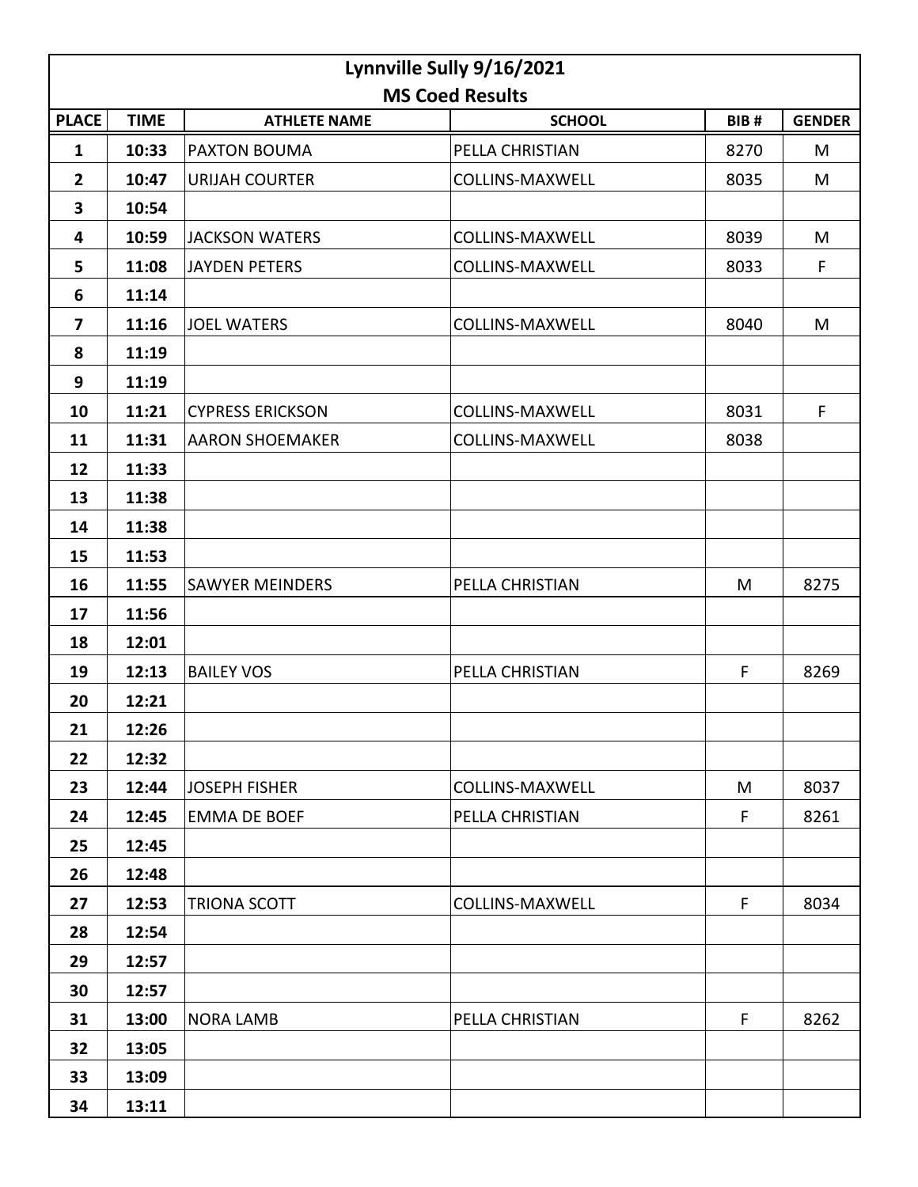# Lynnville Sully 9/16/2021

## MS Coed Results

| PLACE | TIME | ATHLETE NAME | SCHOOL | BIB # | GENDER |
|---|---|---|---|---|---|
| 1 | 10:33 | PAXTON BOUMA | PELLA CHRISTIAN | 8270 | M |
| 2 | 10:47 | URIJAH COURTER | COLLINS-MAXWELL | 8035 | M |
| 3 | 10:54 | | | | |
| 4 | 10:59 | JACKSON WATERS | COLLINS-MAXWELL | 8039 | M |
| 5 | 11:08 | JAYDEN PETERS | COLLINS-MAXWELL | 8033 | F |
| 6 | 11:14 | | | | |
| 7 | 11:16 | JOEL WATERS | COLLINS-MAXWELL | 8040 | M |
| 8 | 11:19 | | | | |
| 9 | 11:19 | | | | |
| 10 | 11:21 | CYPRESS ERICKSON | COLLINS-MAXWELL | 8031 | F |
| 11 | 11:31 | AARON SHOEMAKER | COLLINS-MAXWELL | 8038 | |
| 12 | 11:33 | | | | |
| 13 | 11:38 | | | | |
| 14 | 11:38 | | | | |
| 15 | 11:53 | | | | |
| 16 | 11:55 | SAWYER MEINDERS | PELLA CHRISTIAN | M | 8275 |
| 17 | 11:56 | | | | |
| 18 | 12:01 | | | | |
| 19 | 12:13 | BAILEY VOS | PELLA CHRISTIAN | F | 8269 |
| 20 | 12:21 | | | | |
| 21 | 12:26 | | | | |
| 22 | 12:32 | | | | |
| 23 | 12:44 | JOSEPH FISHER | COLLINS-MAXWELL | M | 8037 |
| 24 | 12:45 | EMMA DE BOEF | PELLA CHRISTIAN | F | 8261 |
| 25 | 12:45 | | | | |
| 26 | 12:48 | | | | |
| 27 | 12:53 | TRIONA SCOTT | COLLINS-MAXWELL | F | 8034 |
| 28 | 12:54 | | | | |
| 29 | 12:57 | | | | |
| 30 | 12:57 | | | | |
| 31 | 13:00 | NORA LAMB | PELLA CHRISTIAN | F | 8262 |
| 32 | 13:05 | | | | |
| 33 | 13:09 | | | | |
| 34 | 13:11 | | | | |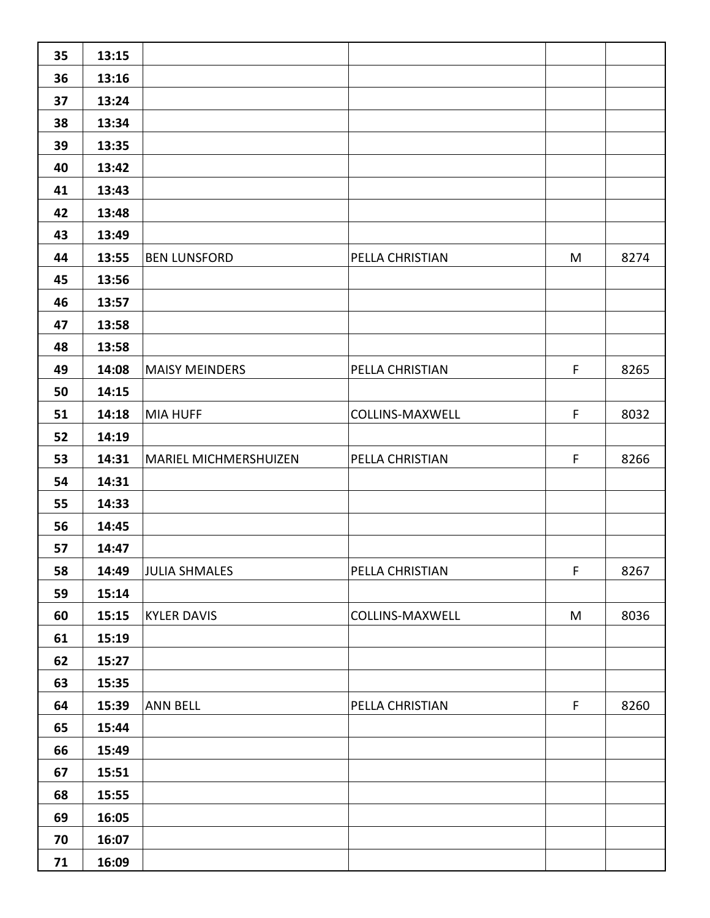| | | | | | |
|---|---|---|---|---|---|
| 35 | 13:15 | | | | |
| 36 | 13:16 | | | | |
| 37 | 13:24 | | | | |
| 38 | 13:34 | | | | |
| 39 | 13:35 | | | | |
| 40 | 13:42 | | | | |
| 41 | 13:43 | | | | |
| 42 | 13:48 | | | | |
| 43 | 13:49 | | | | |
| 44 | 13:55 | BEN LUNSFORD | PELLA CHRISTIAN | M | 8274 |
| 45 | 13:56 | | | | |
| 46 | 13:57 | | | | |
| 47 | 13:58 | | | | |
| 48 | 13:58 | | | | |
| 49 | 14:08 | MAISY MEINDERS | PELLA CHRISTIAN | F | 8265 |
| 50 | 14:15 | | | | |
| 51 | 14:18 | MIA HUFF | COLLINS-MAXWELL | F | 8032 |
| 52 | 14:19 | | | | |
| 53 | 14:31 | MARIEL MICHMERSHUIZEN | PELLA CHRISTIAN | F | 8266 |
| 54 | 14:31 | | | | |
| 55 | 14:33 | | | | |
| 56 | 14:45 | | | | |
| 57 | 14:47 | | | | |
| 58 | 14:49 | JULIA SHMALES | PELLA CHRISTIAN | F | 8267 |
| 59 | 15:14 | | | | |
| 60 | 15:15 | KYLER DAVIS | COLLINS-MAXWELL | M | 8036 |
| 61 | 15:19 | | | | |
| 62 | 15:27 | | | | |
| 63 | 15:35 | | | | |
| 64 | 15:39 | ANN BELL | PELLA CHRISTIAN | F | 8260 |
| 65 | 15:44 | | | | |
| 66 | 15:49 | | | | |
| 67 | 15:51 | | | | |
| 68 | 15:55 | | | | |
| 69 | 16:05 | | | | |
| 70 | 16:07 | | | | |
| 71 | 16:09 | | | | |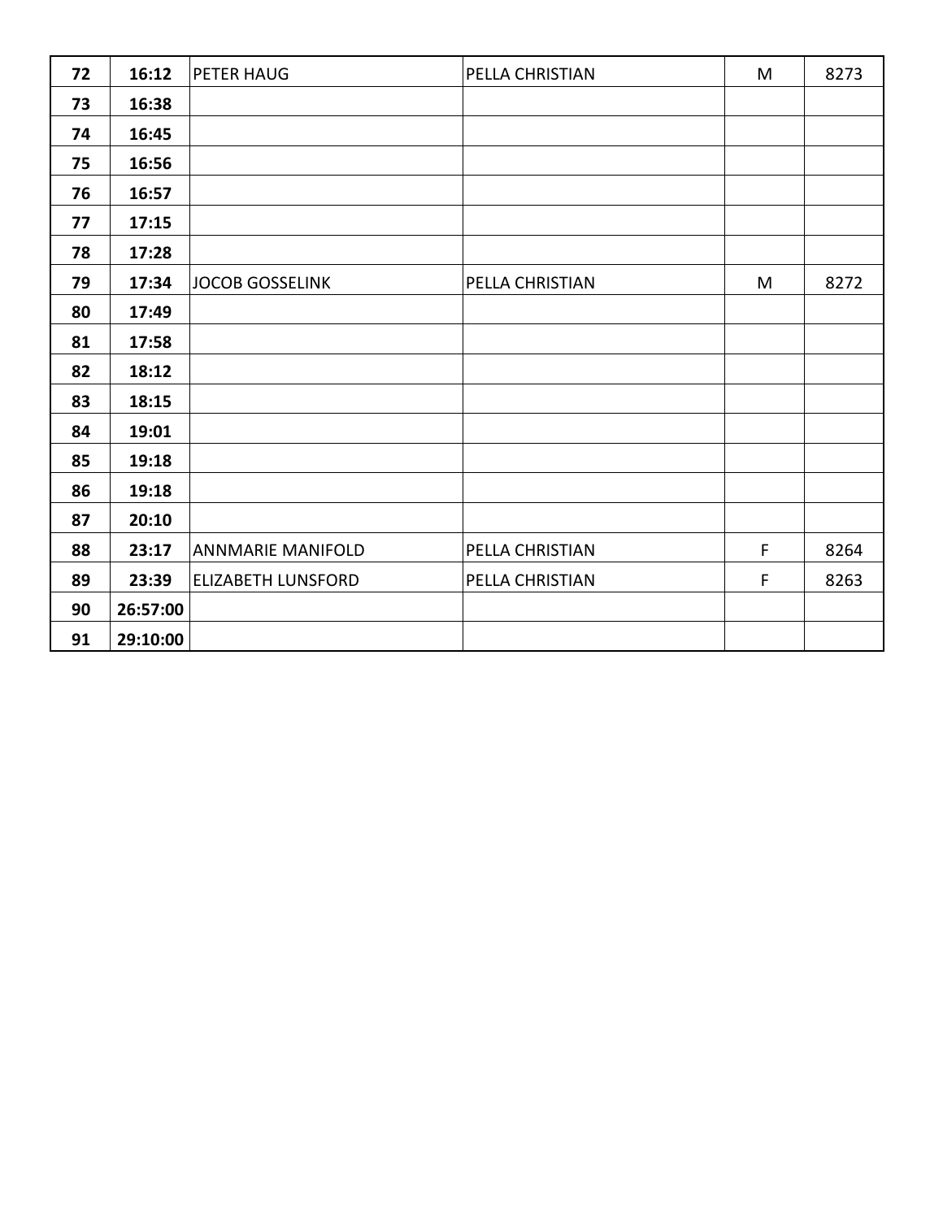| | | | | | |
|---|---|---|---|---|---|
| **72** | **16:12** | PETER HAUG | PELLA CHRISTIAN | M | 8273 |
| **73** | **16:38** | | | | |
| **74** | **16:45** | | | | |
| **75** | **16:56** | | | | |
| **76** | **16:57** | | | | |
| **77** | **17:15** | | | | |
| **78** | **17:28** | | | | |
| **79** | **17:34** | JOCOB GOSSELINK | PELLA CHRISTIAN | M | 8272 |
| **80** | **17:49** | | | | |
| **81** | **17:58** | | | | |
| **82** | **18:12** | | | | |
| **83** | **18:15** | | | | |
| **84** | **19:01** | | | | |
| **85** | **19:18** | | | | |
| **86** | **19:18** | | | | |
| **87** | **20:10** | | | | |
| **88** | **23:17** | ANNMARIE MANIFOLD | PELLA CHRISTIAN | F | 8264 |
| **89** | **23:39** | ELIZABETH LUNSFORD | PELLA CHRISTIAN | F | 8263 |
| **90** | **26:57:00** | | | | |
| **91** | **29:10:00** | | | | |